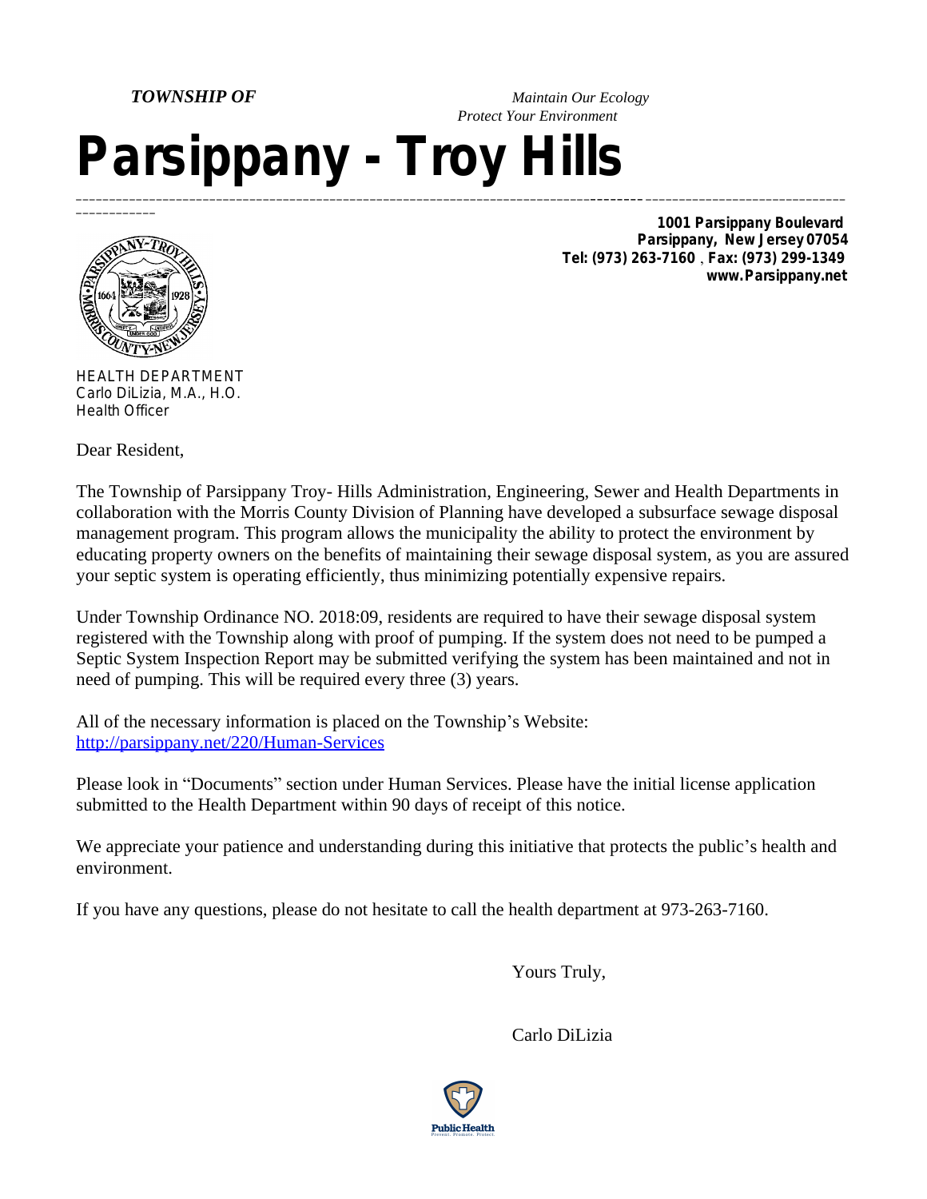***TOWNSHIP OF***

*Maintain Our Ecology*
*Protect Your Environment*

# Parsippany - Troy Hills

**1001 Parsippany Boulevard**
**Parsippany, New Jersey 07054**
**Tel: (973) 263-7160 , Fax: (973) 299-1349**
**www.Parsippany.net**

HEALTH DEPARTMENT
Carlo DiLizia, M.A., H.O.
Health Officer

Dear Resident,

The Township of Parsippany Troy- Hills Administration, Engineering, Sewer and Health Departments in collaboration with the Morris County Division of Planning have developed a subsurface sewage disposal management program. This program allows the municipality the ability to protect the environment by educating property owners on the benefits of maintaining their sewage disposal system, as you are assured your septic system is operating efficiently, thus minimizing potentially expensive repairs.

Under Township Ordinance NO. 2018:09, residents are required to have their sewage disposal system registered with the Township along with proof of pumping. If the system does not need to be pumped a Septic System Inspection Report may be submitted verifying the system has been maintained and not in need of pumping. This will be required every three (3) years.

All of the necessary information is placed on the Township's Website:
[http://parsippany.net/220/Human-Services](http://parsippany.net/220/Human-Services)

Please look in "Documents" section under Human Services. Please have the initial license application submitted to the Health Department within 90 days of receipt of this notice.

We appreciate your patience and understanding during this initiative that protects the public's health and environment.

If you have any questions, please do not hesitate to call the health department at 973-263-7160.

Yours Truly,

Carlo DiLizia

Public Health
Prevent. Promote. Protect.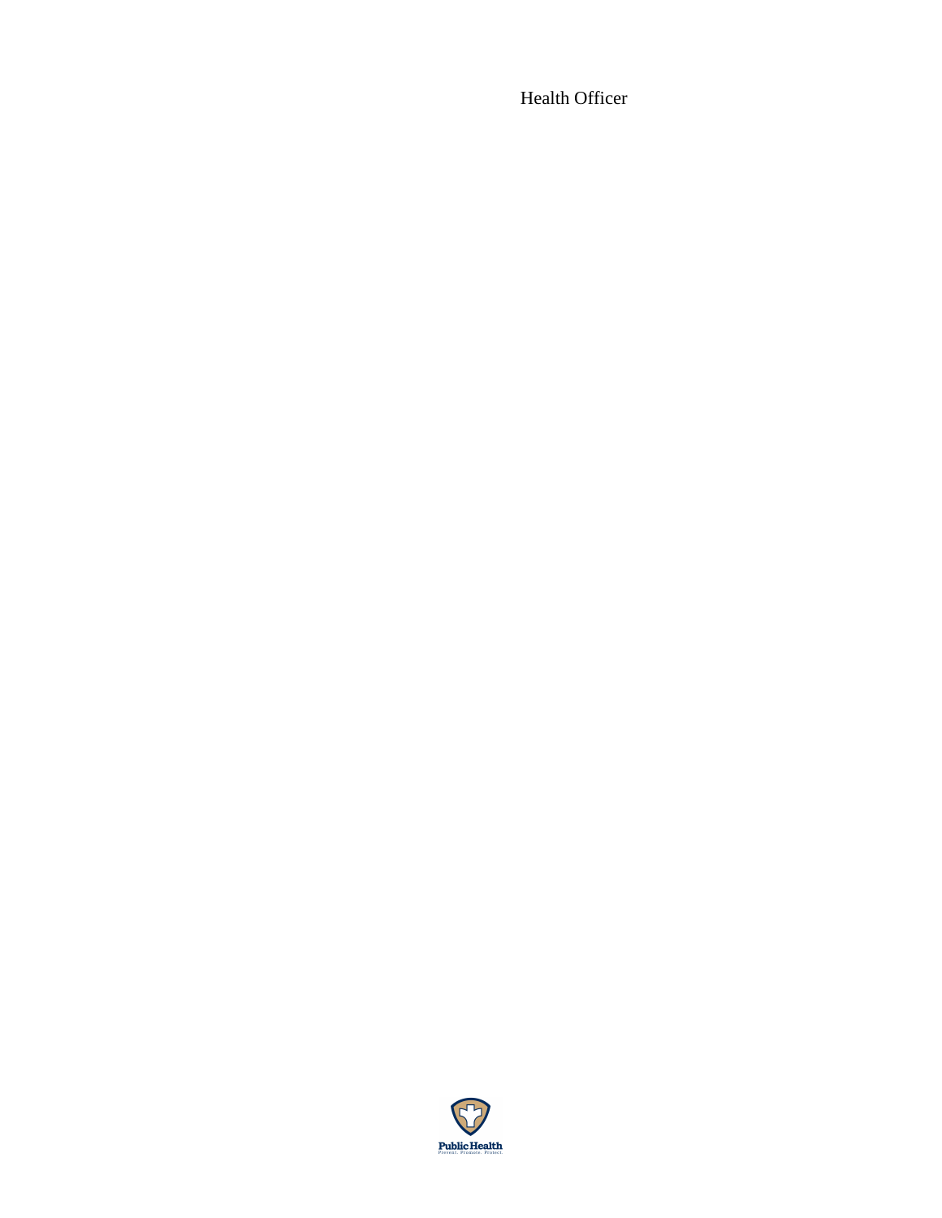Health Officer